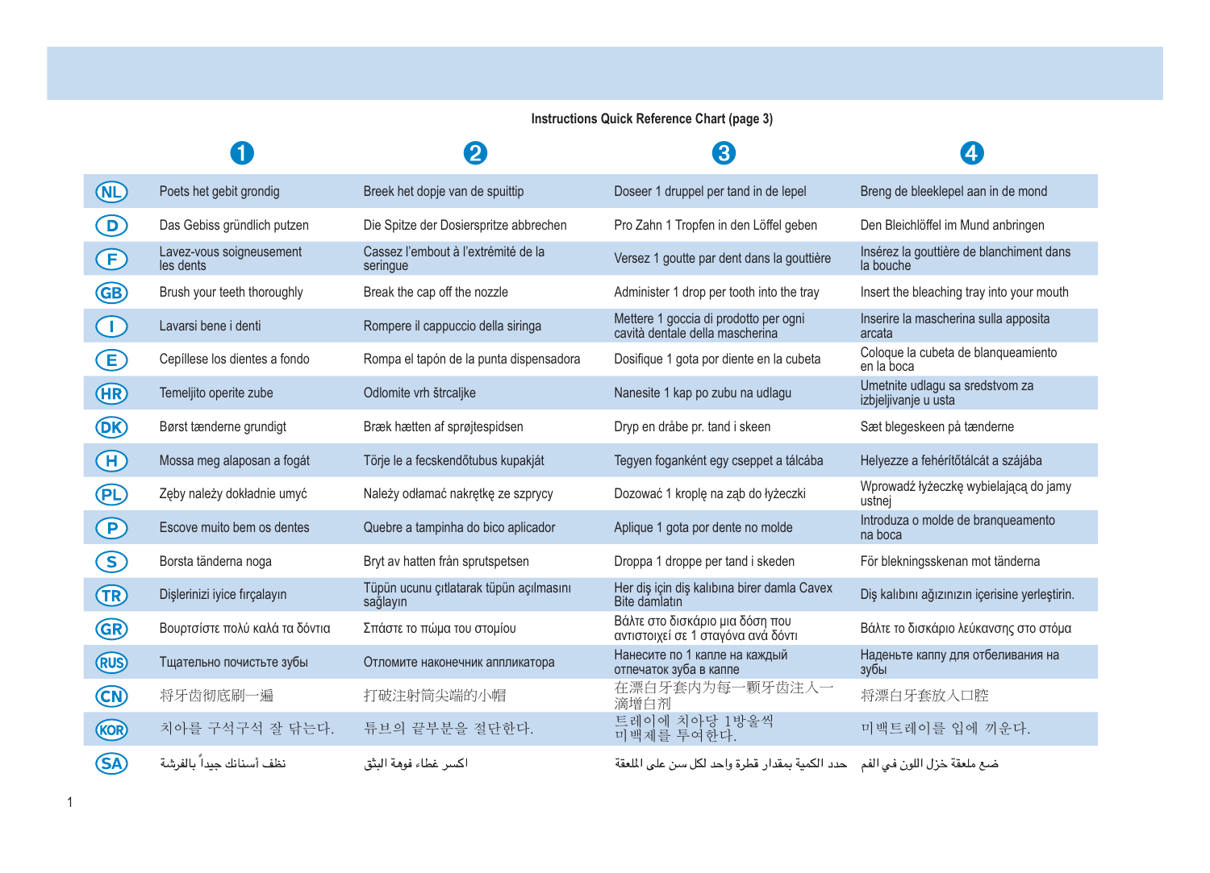**Instructions Quick Reference Chart (page 3)**

| | 1 | 2 | 3 | 4 |
|---|---|---|---|---|
| NL | Poets het gebit grondig | Breek het dopje van de spuittip | Doseer 1 druppel per tand in de lepel | Breng de bleeklepel aan in de mond |
| D | Das Gebiss gründlich putzen | Die Spitze der Dosierspritze abbrechen | Pro Zahn 1 Tropfen in den Löffel geben | Den Bleichlöffel im Mund anbringen |
| F | Lavez-vous soigneusement les dents | Cassez l'embout à l'extrémité de la seringue | Versez 1 goutte par dent dans la gouttière | Insérez la gouttière de blanchiment dans la bouche |
| GB | Brush your teeth thoroughly | Break the cap off the nozzle | Administer 1 drop per tooth into the tray | Insert the bleaching tray into your mouth |
| I | Lavarsi bene i denti | Rompere il cappuccio della siringa | Mettere 1 goccia di prodotto per ogni cavità dentale della mascherina | Inserire la mascherina sulla apposita arcata |
| E | Cepíllese los dientes a fondo | Rompa el tapón de la punta dispensadora | Dosifique 1 gota por diente en la cubeta | Coloque la cubeta de blanqueamiento en la boca |
| HR | Temeljito operite zube | Odlomite vrh štrcaljke | Nanesite 1 kap po zubu na udlagu | Umetnite udlagu sa sredstvom za izbjeljivanje u usta |
| DK | Børst tænderne grundigt | Bræk hætten af sprøjtespidsen | Dryp en dråbe pr. tand i skeen | Sæt blegeskeen på tænderne |
| H | Mossa meg alaposan a fogát | Törje le a fecskendőtubus kupakját | Tegyen foganként egy cseppet a tálcába | Helyezze a fehérítőtálcát a szájába |
| PL | Zęby należy dokładnie umyć | Należy odłamać nakrętkę ze szprycy | Dozować 1 kroplę na ząb do łyżeczki | Wprowadź łyżeczkę wybielającą do jamy ustnej |
| P | Escove muito bem os dentes | Quebre a tampinha do bico aplicador | Aplique 1 gota por dente no molde | Introduza o molde de branqueamento na boca |
| S | Borsta tänderna noga | Bryt av hatten från sprutspetsen | Droppa 1 droppe per tand i skeden | För blekningsskenan mot tänderna |
| TR | Dişlerinizi iyice fırçalayın | Tüpün ucunu çıtlatarak tüpün açılmasını sağlayın | Her diş için diş kalıbına birer damla Cavex Bite damlatın | Diş kalıbını ağzınızın içerisine yerleştirin. |
| GR | Βουρτσίστε πολύ καλά τα δόντια | Σπάστε το πώμα του στομίου | Βάλτε στο δισκάριο μια δόση που αντιστοιχεί σε 1 σταγόνα ανά δόντι | Βάλτε το δισκάριο λεύκανσης στο στόμα |
| RUS | Тщательно почистьте зубы | Отломите наконечник аппликатора | Нанесите по 1 капле на каждый отпечаток зуба в капе | Наденьте капу для отбеливания на зубы |
| CN | 将牙齿彻底刷一遍 | 打破注射筒尖端的小帽 | 在漂白牙套内为每一颗牙齿注入一滴增白剂 | 将漂白牙套放入口腔 |
| KOR | 치아를 구석구석 잘 닦는다. | 튜브의 끝부분을 절단한다. | 트레이에 치아당 1방울씩 미백제를 투여한다. | 미백트레이를 입에 끼운다. |
| SA | نظف أسنانك جيداً بالفرشة | اكسر غطاء فوهة البثق | حدد الكمية بمقدار قطرة واحد لكل سن على الملعقة | ضع ملعقة خزل اللون في الفم |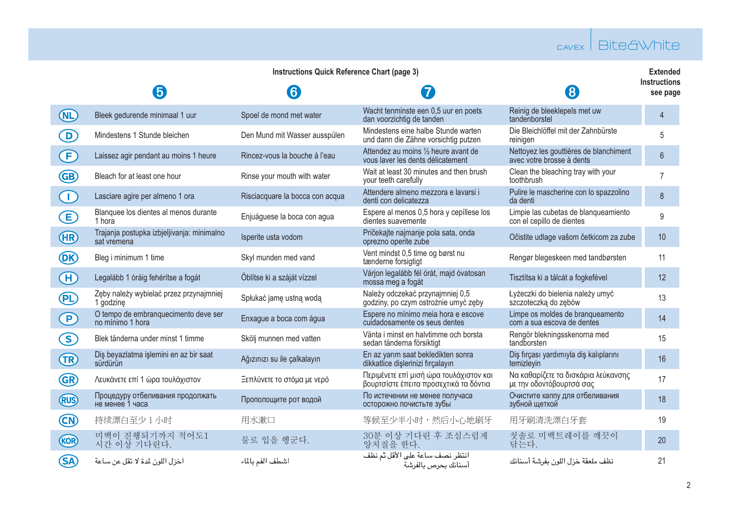# Instructions Quick Reference Chart (page 3)

| | 5 | 6 | 7 | 8 | Extended Instructions see page |
|---|---|---|---|---|---|
| NL | Bleek gedurende minimaal 1 uur | Spoel de mond met water | Wacht tenminste een 0,5 uur en poets dan voorzichtig de tanden | Reinig de bleeklepels met uw tandenborstel | 4 |
| D | Mindestens 1 Stunde bleichen | Den Mund mit Wasser ausspülen | Mindestens eine halbe Stunde warten und dann die Zähne vorsichtig putzen | Die Bleichlöffel mit der Zahnbürste reinigen | 5 |
| F | Laissez agir pendant au moins 1 heure | Rincez-vous la bouche à l'eau | Attendez au moins ½ heure avant de vous laver les dents délicatement | Nettoyez les gouttières de blanchiment avec votre brosse à dents | 6 |
| GB | Bleach for at least one hour | Rinse your mouth with water | Wait at least 30 minutes and then brush your teeth carefully | Clean the bleaching tray with your toothbrush | 7 |
| I | Lasciare agire per almeno 1 ora | Risciacquare la bocca con acqua | Attendere almeno mezzora e lavarsi i denti con delicatezza | Pulire le mascherine con lo spazzolino da denti | 8 |
| E | Blanquee los dientes al menos durante 1 hora | Enjuáguese la boca con agua | Espere al menos 0,5 hora y cepíllese los dientes suavemente | Limpie las cubetas de blanqueamiento con el cepillo de dientes | 9 |
| HR | Trajanja postupka izbjeljivanja: minimalno sat vremena | Isperite usta vodom | Pričekajte najmanje pola sata, onda oprezno operite zube | Očistite udlage vašom četkicom za zube | 10 |
| DK | Bleg i minimum 1 time | Skyl munden med vand | Vent mindst 0,5 time og børst nu tænderne forsigtigt | Rengør blegeskeen med tandbørsten | 11 |
| H | Legalább 1 óráig fehérítse a fogát | Öblítse ki a száját vízzel | Várjon legalább fél órát, majd óvatosan mossa meg a fogát | Tisztítsa ki a tálcát a fogkefével | 12 |
| PL | Zęby należy wybielać przez przynajmniej 1 godzinę | Spłukać jamę ustną wodą | Należy odczekać przynajmniej 0,5 godziny, po czym ostrożnie umyć zęby | Łyżeczki do bielenia należy umyć szczoteczką do zębów | 13 |
| P | O tempo de embranquecimento deve ser no mínimo 1 hora | Enxague a boca com água | Espere no mínimo meia hora e escove cuidadosamente os seus dentes | Limpe os moldes de branqueamento com a sua escova de dentes | 14 |
| S | Blek tänderna under minst 1 timme | Skölj munnen med vatten | Vänta i minst en halvtimme och borsta sedan tänderna försiktigt | Rengör blekningsskenorna med tandborsten | 15 |
| TR | Diş beyazlatma işlemini en az bir saat sürdürün | Ağızınızı su ile çalkalayın | En az yarım saat bekledikten sonra dikkatlice dişlerinizi fırçalayın | Diş fırçası yardımıyla diş kalıplarını temizleyin | 16 |
| GR | Λευκάνετε επί 1 ώρα τουλάχιστον | Ξεπλύνετε το στόμα με νερό | Περιμένετε επί μισή ώρα τουλάχιστον και βουρτσίστε έπειτα προσεχτικά τα δόντια | Να καθαρίζετε τα δισκάρια λεύκανσης με την οδοντόβουρτσά σας | 17 |
| RUS | Процедуру отбеливания продолжать не менее 1 часа | Прополощите рот водой | По истечении не менее получаса осторожно почистьте зубы | Очистите каппу для отбеливания зубной щеткой | 18 |
| CN | 持续漂白至少 1 小时 | 用水漱口 | 等候至少半小时，然后小心地刷牙 | 用牙刷清洗漂白牙套 | 19 |
| KOR | 미백이 진행되기까지 적어도1 시간 이상 기다린다. | 물로 입을 헹군다. | 30분 이상 기다린 후 조심스럽게 양치질을 한다. | 칫솔로 미백트레이를 깨끗이 닦는다. | 20 |
| SA | اخزل اللون لمدة لا تقل عن ساعة | اشطف الفم بالماء | انتظر نصف ساعة على الأقل ثم نظف أسنانك بحرص بالفرشة | نظف ملعقة خزل اللون بفرشة أسنانك | 21 |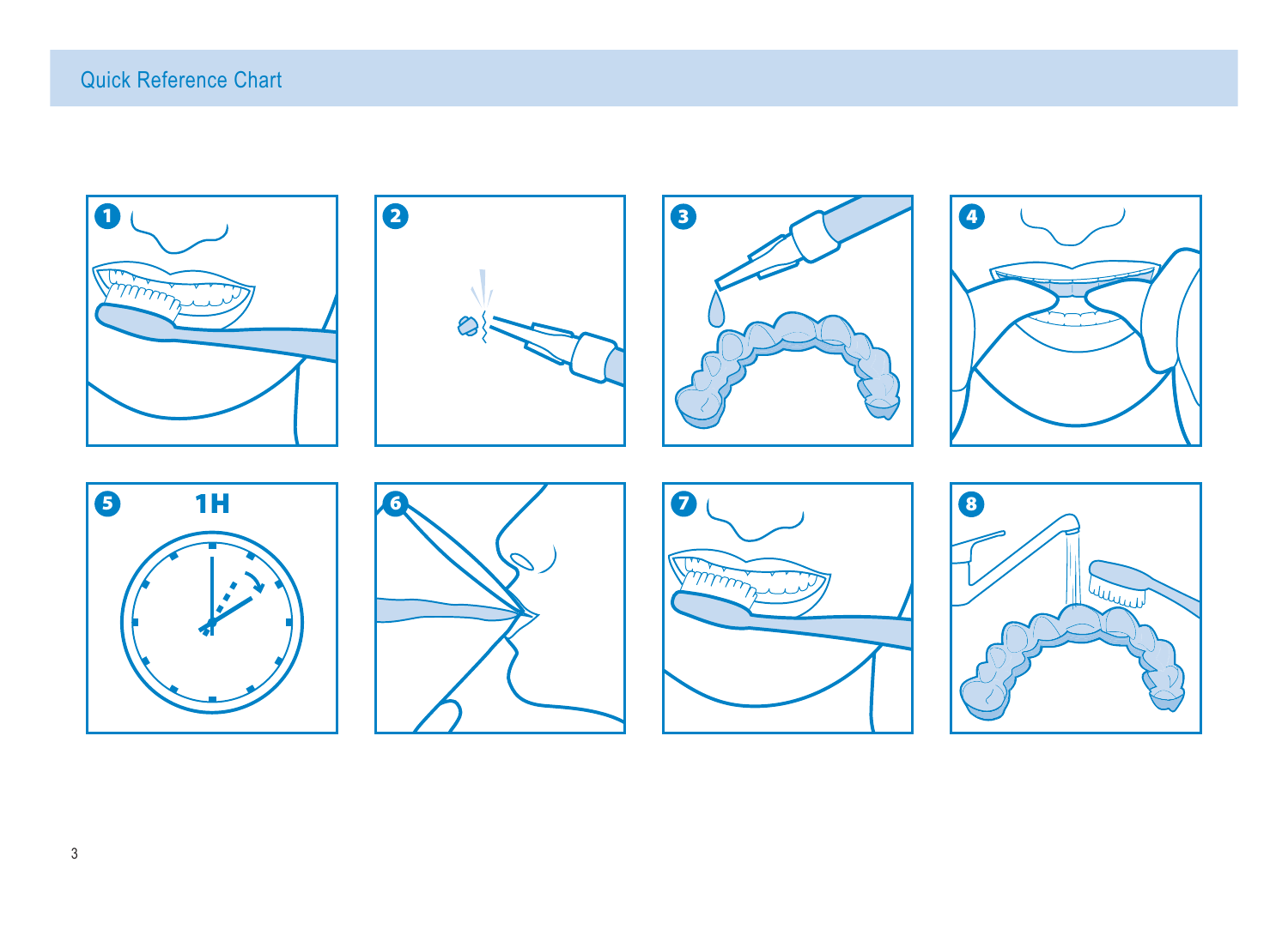# Quick Reference Chart

1

2

3

4

5 1H

6

7

8